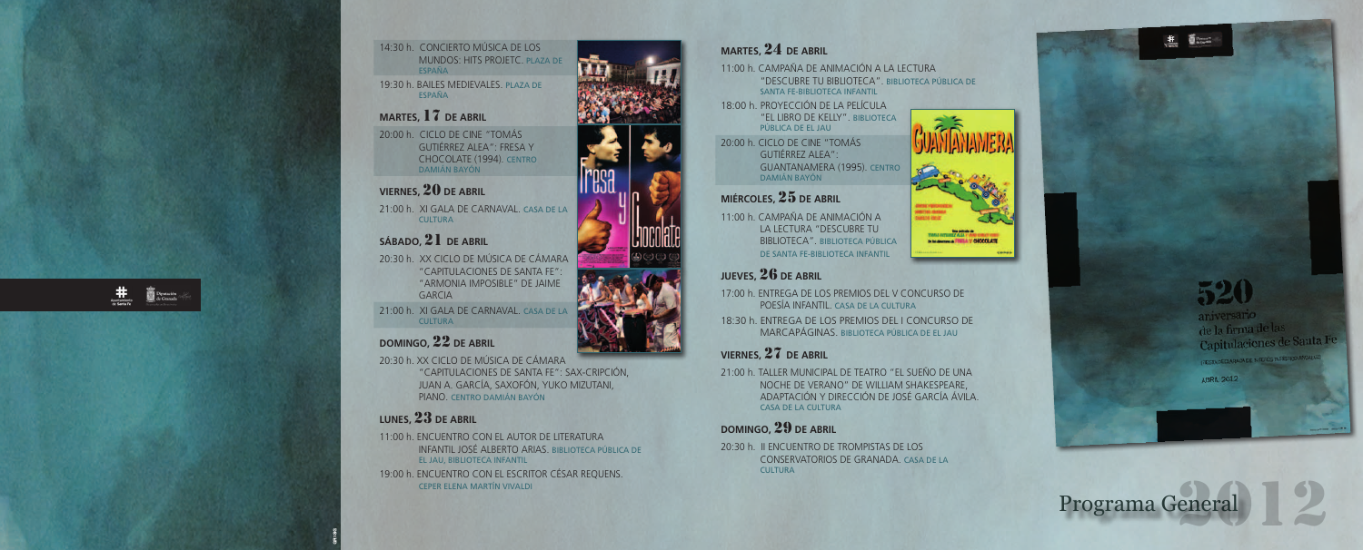14:30 h. CONCIERTO MÚSICA DE LOS MUNDOS: HITS PROJETC. PLAZA DE ESPAÑA

19:30 h. BAILES MEDIEVALES. PLAZA DE ESPAÑA

## MARTES, 17 DE ABRIL

20:00 h. CICLO DE CINE "TOMÁS GUTIÉRREZ ALEA": FRESA Y CHOCOLATE (1994). CENTRO DAMIÁN BAYÓN

## VIERNES, 20 DE ABRIL

21:00 h. XI GALA DE CARNAVAL. CASA DE LA CULTURA

## SÁBADO, 21 DE ABRIL

20:30 h. XX CICLO DE MÚSICA DE CÁMARA "CAPITULACIONES DE SANTA FE": "ARMONIA IMPOSIBLE" DE JAIME GARCIA

21:00 h. XI GALA DE CARNAVAL. CASA DE LA CULTURA

## DOMINGO, 22 DE ABRIL

20:30 h. XX CICLO DE MÚSICA DE CÁMARA "CAPITULACIONES DE SANTA FE": SAX-CRIPCIÓN, JUAN A. GARCÍA, SAXOFÓN, YUKO MIZUTANI, PIANO. CENTRO DAMIÁN BAYÓN

## LUNES, 23 DE ABRIL

11:00 h. ENCUENTRO CON EL AUTOR DE LITERATURA INFANTIL JOSÉ ALBERTO ARIAS. BIBLIOTECA PÚBLICA DE EL JAU, BIBLIOTECA INFANTIL

19:00 h. ENCUENTRO CON EL ESCRITOR CÉSAR REQUENS. CEPER ELENA MARTÍN VIVALDI

## MARTES, 24 DE ABRIL

11:00 h. CAMPAÑA DE ANIMACIÓN A LA LECTURA "DESCUBRE TU BIBLIOTECA". BIBLIOTECA PÚBLICA DE SANTA FE-BIBLIOTECA INFANTIL

18:00 h. PROYECCIÓN DE LA PELÍCULA "EL LIBRO DE KELLY". BIBLIOTECA PÚBLICA DE EL JAU

20:00 h. CICLO DE CINE "TOMÁS GUTIÉRREZ ALEA": GUANTANAMERA (1995). CENTRO DAMIÁN BAYÓN

## MIÉRCOLES, 25 DE ABRIL

11:00 h. CAMPAÑA DE ANIMACIÓN A LA LECTURA "DESCUBRE TU BIBLIOTECA". BIBLIOTECA PÚBLICA DE SANTA FE-BIBLIOTECA INFANTIL

## JUEVES, 26 DE ABRIL

17:00 h. ENTREGA DE LOS PREMIOS DEL V CONCURSO DE POESÍA INFANTIL. CASA DE LA CULTURA

18:30 h. ENTREGA DE LOS PREMIOS DEL I CONCURSO DE MARCAPÁGINAS. BIBLIOTECA PÚBLICA DE EL JAU

## VIERNES, 27 DE ABRIL

21:00 h. TALLER MUNICIPAL DE TEATRO "EL SUEÑO DE UNA NOCHE DE VERANO" DE WILLIAM SHAKESPEARE, ADAPTACIÓN Y DIRECCIÓN DE JOSÉ GARCÍA ÁVILA. CASA DE LA CULTURA

## DOMINGO, 29 DE ABRIL

20:30 h. II ENCUENTRO DE TROMPISTAS DE LOS CONSERVATORIOS DE GRANADA. CASA DE LA CULTURA

520 aniversario de la firma de las Capitulaciones de Santa Fe

ABRIL 2012

# Programa General 2012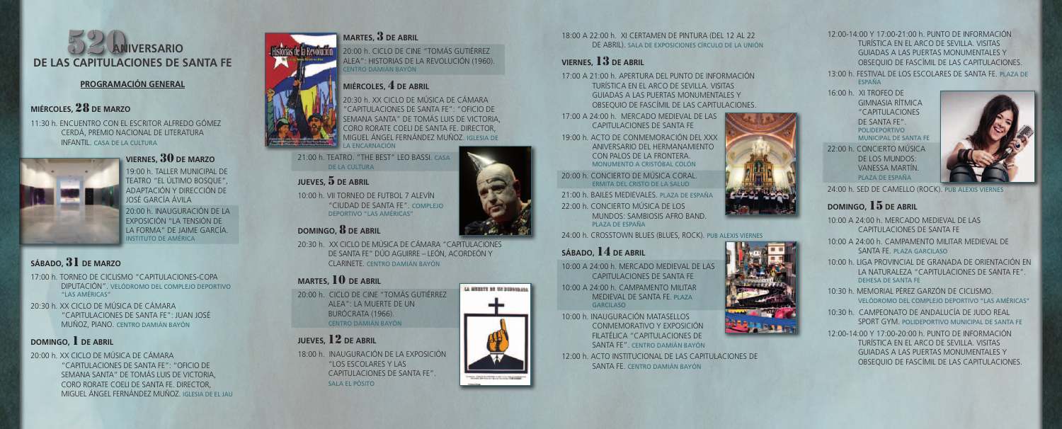# 520 ANIVERSARIO DE LAS CAPITULACIONES DE SANTA FE

## PROGRAMACIÓN GENERAL

### MIÉRCOLES, 28 DE MARZO

11:30 h. ENCUENTRO CON EL ESCRITOR ALFREDO GÓMEZ CERDÁ, PREMIO NACIONAL DE LITERATURA INFANTIL. CASA DE LA CULTURA

### VIERNES, 30 DE MARZO

19:00 h. TALLER MUNICIPAL DE TEATRO "EL ÚLTIMO BOSQUE", ADAPTACIÓN Y DIRECCIÓN DE JOSÉ GARCÍA ÁVILA

20:00 h. INAUGURACIÓN DE LA EXPOSICIÓN "LA TENSIÓN DE LA FORMA" DE JAIME GARCÍA. INSTITUTO DE AMÉRICA

### SÁBADO, 31 DE MARZO

17:00 h. TORNEO DE CICLISMO "CAPITULACIONES-COPA DIPUTACIÓN". VELÓDROMO DEL COMPLEJO DEPORTIVO "LAS AMÉRICAS"

20:30 h. XX CICLO DE MÚSICA DE CÁMARA "CAPITULACIONES DE SANTA FE": JUAN JOSÉ MUÑOZ, PIANO. CENTRO DAMIÁN BAYÓN

### DOMINGO, 1 DE ABRIL

20:00 h. XX CICLO DE MÚSICA DE CÁMARA "CAPITULACIONES DE SANTA FE": "OFICIO DE SEMANA SANTA" DE TOMÁS LUIS DE VICTORIA, CORO RORATE COELI DE SANTA FE. DIRECTOR, MIGUEL ÁNGEL FERNÁNDEZ MUÑOZ. IGLESIA DE EL JAU

### MARTES, 3 DE ABRIL

20:00 h. CICLO DE CINE "TOMÁS GUTIÉRREZ ALEA": HISTORIAS DE LA REVOLUCIÓN (1960). CENTRO DAMIÁN BAYÓN

### MIÉRCOLES, 4 DE ABRIL

20:30 h. XX CICLO DE MÚSICA DE CÁMARA "CAPITULACIONES DE SANTA FE": "OFICIO DE SEMANA SANTA" DE TOMÁS LUIS DE VICTORIA, CORO RORATE COELI DE SANTA FE. DIRECTOR, MIGUEL ÁNGEL FERNÁNDEZ MUÑOZ. IGLESIA DE LA ENCARNACIÓN

21:00 h. TEATRO. "THE BEST" LEO BASSI. CASA DE LA CULTURA

### JUEVES, 5 DE ABRIL

10:00 h. VII TORNEO DE FUTBOL 7 ALEVÍN "CIUDAD DE SANTA FE". COMPLEJO DEPORTIVO "LAS AMÉRICAS"

### DOMINGO, 8 DE ABRIL

20:30 h. XX CICLO DE MÚSICA DE CÁMARA "CAPITULACIONES DE SANTA FE" DÚO AGUIRRE – LEÓN, ACORDEÓN Y CLARINETE. CENTRO DAMIÁN BAYÓN

### MARTES, 10 DE ABRIL

20:00 h. CICLO DE CINE "TOMÁS GUTIÉRREZ ALEA": LA MUERTE DE UN BURÓCRATA (1966). CENTRO DAMIÁN BAYÓN

### JUEVES, 12 DE ABRIL

18:00 h. INAUGURACIÓN DE LA EXPOSICIÓN "LOS ESCOLARES Y LAS CAPITULACIONES DE SANTA FE". SALA EL PÓSITO

18:00 A 22:00 h. XI CERTAMEN DE PINTURA (DEL 12 AL 22 DE ABRIL). SALA DE EXPOSICIONES CÍRCULO DE LA UNIÓN

### VIERNES, 13 DE ABRIL

17:00 A 21:00 h. APERTURA DEL PUNTO DE INFORMACIÓN TURÍSTICA EN EL ARCO DE SEVILLA. VISITAS GUIADAS A LAS PUERTAS MONUMENTALES Y OBSEQUIO DE FASCÍMIL DE LAS CAPITULACIONES.

17:00 A 24:00 h. MERCADO MEDIEVAL DE LAS CAPITULACIONES DE SANTA FE

19:00 h. ACTO DE CONMEMORACIÓN DEL XXX ANIVERSARIO DEL HERMANAMIENTO CON PALOS DE LA FRONTERA. MONUMENTO A CRISTÓBAL COLÓN

20:00 h. CONCIERTO DE MÚSICA CORAL. ERMITA DEL CRISTO DE LA SALUD

21:00 h. BAILES MEDIEVALES. PLAZA DE ESPAÑA

22:00 h. CONCIERTO MÚSICA DE LOS MUNDOS: SAMBIOSIS AFRO BAND. PLAZA DE ESPAÑA

24:00 h. CROSSTOWN BLUES (BLUES, ROCK). PUB ALEXIS VIERNES

### SÁBADO, 14 DE ABRIL

10:00 A 24:00 h. MERCADO MEDIEVAL DE LAS CAPITULACIONES DE SANTA FE

10:00 A 24:00 h. CAMPAMENTO MILITAR MEDIEVAL DE SANTA FE. PLAZA GARCILASO

10:00 h. INAUGURACIÓN MATASELLOS CONMEMORATIVO Y EXPOSICIÓN FILATÉLICA "CAPITULACIONES DE SANTA FE". CENTRO DAMIÁN BAYÓN

12:00 h. ACTO INSTITUCIONAL DE LAS CAPITULACIONES DE SANTA FE. CENTRO DAMIÁN BAYÓN

12:00-14:00 Y 17:00-21:00 h. PUNTO DE INFORMACIÓN TURÍSTICA EN EL ARCO DE SEVILLA. VISITAS GUIADAS A LAS PUERTAS MONUMENTALES Y OBSEQUIO DE FASCÍMIL DE LAS CAPITULACIONES.

13:00 h. FESTIVAL DE LOS ESCOLARES DE SANTA FE. PLAZA DE ESPAÑA

16:00 h. XI TROFEO DE GIMNASIA RÍTMICA "CAPITULACIONES DE SANTA FE". POLIDEPORTIVO MUNICIPAL DE SANTA FE

22:00 h. CONCIERTO MÚSICA DE LOS MUNDOS: VANESSA MARTÍN. PLAZA DE ESPAÑA

24:00 h. SED DE CAMELLO (ROCK). PUB ALEXIS VIERNES

### DOMINGO, 15 DE ABRIL

10:00 A 24:00 h. MERCADO MEDIEVAL DE LAS CAPITULACIONES DE SANTA FE

10:00 A 24:00 h. CAMPAMENTO MILITAR MEDIEVAL DE SANTA FE. PLAZA GARCILASO

10:00 h. LIGA PROVINCIAL DE GRANADA DE ORIENTACIÓN EN LA NATURALEZA "CAPITULACIONES DE SANTA FE". DEHESA DE SANTA FE

10:30 h. MEMORIAL PÉREZ GARZÓN DE CICLISMO. VELÓDROMO DEL COMPLEJO DEPORTIVO "LAS AMÉRICAS"

10:30 h. CAMPEONATO DE ANDALUCÍA DE JUDO REAL SPORT GYM. POLIDEPORTIVO MUNICIPAL DE SANTA FE

12:00-14:00 Y 17:00-20:00 h. PUNTO DE INFORMACIÓN TURÍSTICA EN EL ARCO DE SEVILLA. VISITAS GUIADAS A LAS PUERTAS MONUMENTALES Y OBSEQUIO DE FASCÍMIL DE LAS CAPITULACIONES.